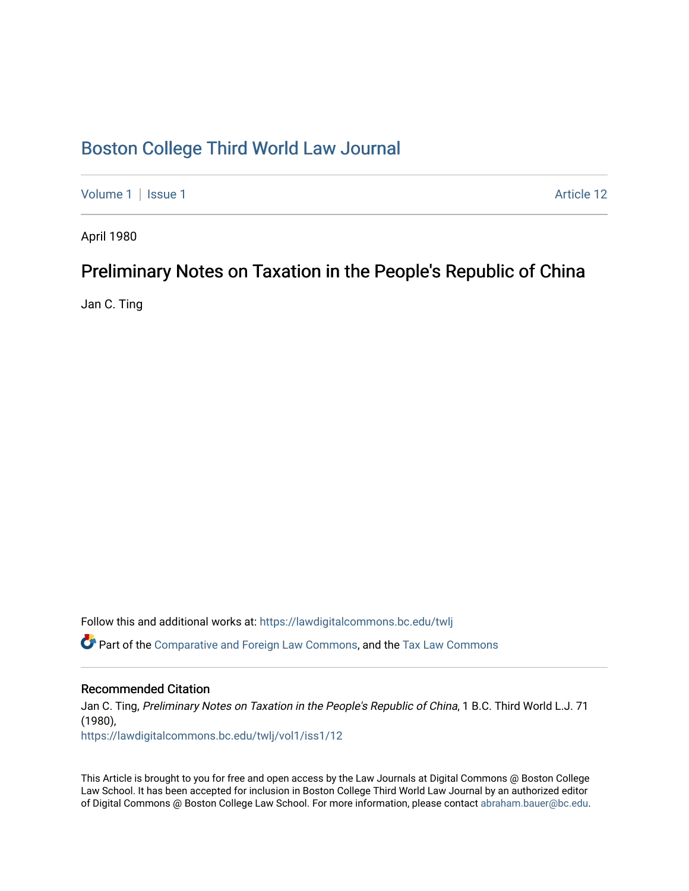# Boston College Third World Law Journal

Volume 1 | Issue 1 Article 12

April 1980

## Preliminary Notes on Taxation in the People's Republic of China

Jan C. Ting

Follow this and additional works at: https://lawdigitalcommons.bc.edu/twlj

Part of the Comparative and Foreign Law Commons, and the Tax Law Commons

### Recommended Citation

Jan C. Ting, *Preliminary Notes on Taxation in the People's Republic of China*, 1 B.C. Third World L.J. 71 (1980),
https://lawdigitalcommons.bc.edu/twlj/vol1/iss1/12

This Article is brought to you for free and open access by the Law Journals at Digital Commons @ Boston College Law School. It has been accepted for inclusion in Boston College Third World Law Journal by an authorized editor of Digital Commons @ Boston College Law School. For more information, please contact abraham.bauer@bc.edu.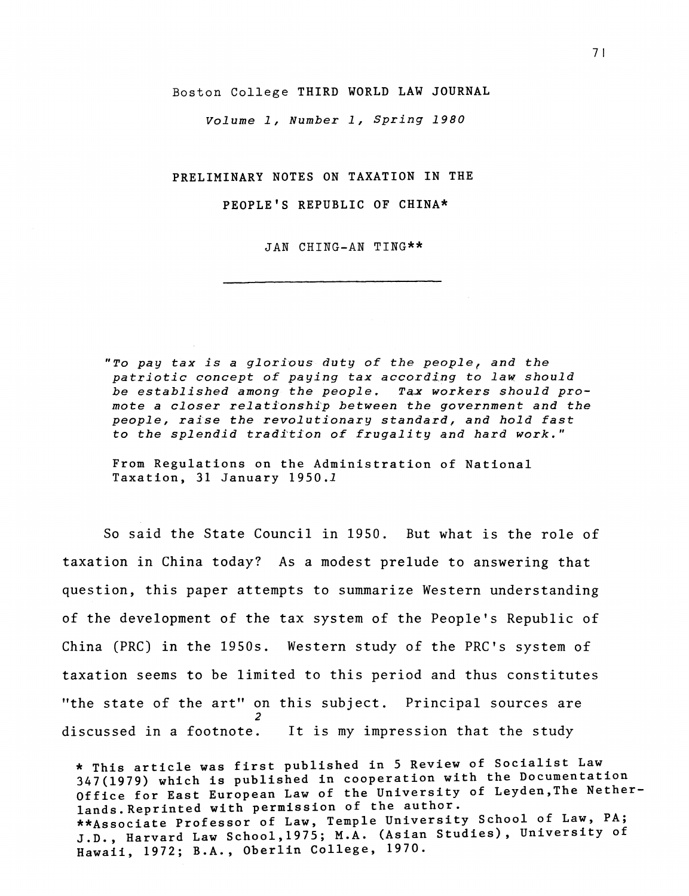Boston College THIRD WORLD LAW JOURNAL

*Volume 1, Number 1, Spring 1980*

# PRELIMINARY NOTES ON TAXATION IN THE PEOPLE'S REPUBLIC OF CHINA*

JAN CHING-AN TING**

---

*"To pay tax is a glorious duty of the people, and the patriotic concept of paying tax according to law should be established among the people. Tax workers should promote a closer relationship between the government and the people, raise the revolutionary standard, and hold fast to the splendid tradition of frugality and hard work."*

From Regulations on the Administration of National Taxation, 31 January 1950.[1]

So said the State Council in 1950. But what is the role of taxation in China today? As a modest prelude to answering that question, this paper attempts to summarize Western understanding of the development of the tax system of the People's Republic of China (PRC) in the 1950s. Western study of the PRC's system of taxation seems to be limited to this period and thus constitutes "the state of the art" on this subject. Principal sources are discussed in a footnote.[2] It is my impression that the study

\* This article was first published in 5 Review of Socialist Law 347(1979) which is published in cooperation with the Documentation Office for East European Law of the University of Leyden,The Netherlands.Reprinted with permission of the author.

\*\*Associate Professor of Law, Temple University School of Law, PA; J.D., Harvard Law School,1975; M.A. (Asian Studies), University of Hawaii, 1972; B.A., Oberlin College, 1970.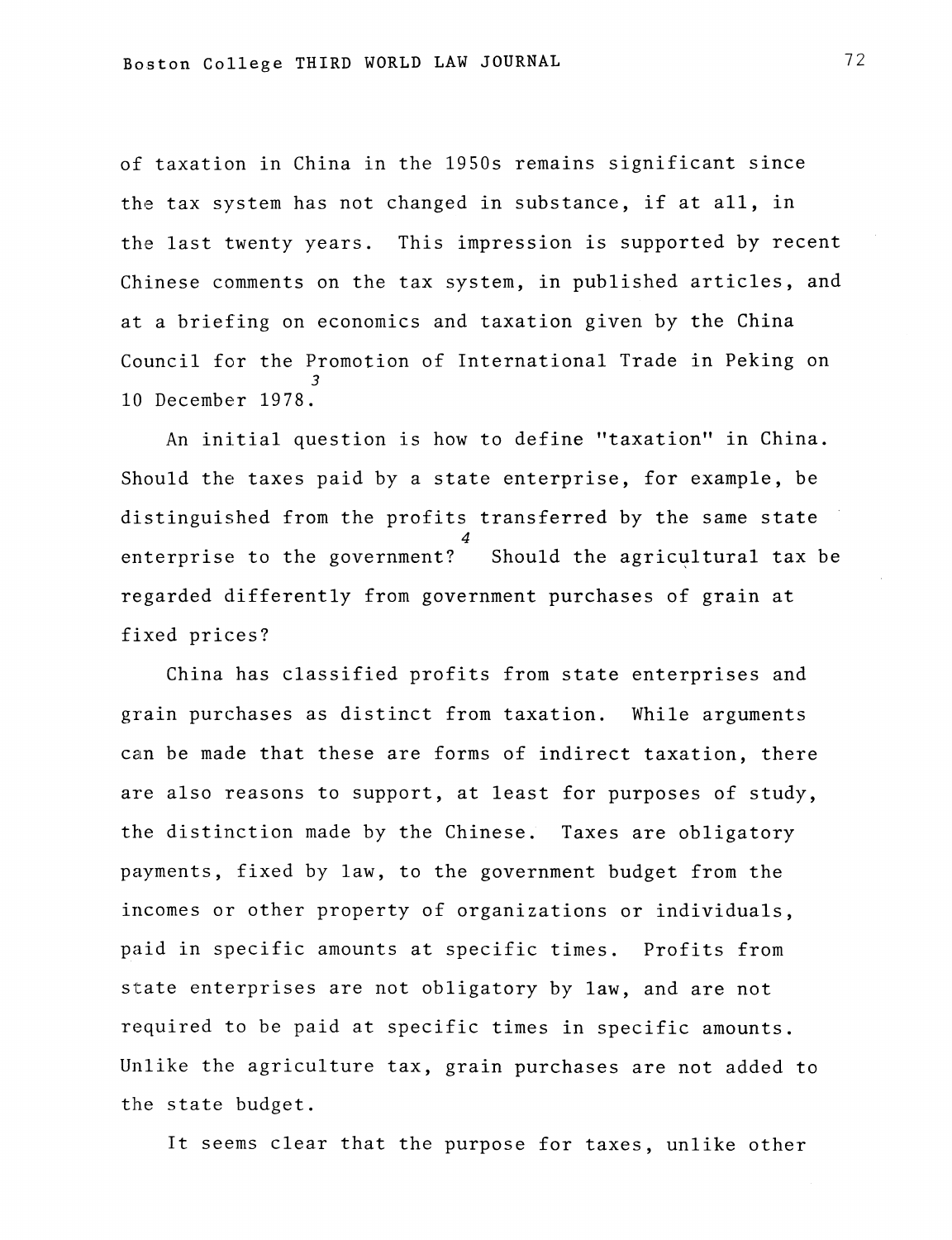of taxation in China in the 1950s remains significant since the tax system has not changed in substance, if at all, in the last twenty years. This impression is supported by recent Chinese comments on the tax system, in published articles, and at a briefing on economics and taxation given by the China Council for the Promotion of International Trade in Peking on 10 December 1978.[3]

An initial question is how to define "taxation" in China. Should the taxes paid by a state enterprise, for example, be distinguished from the profits transferred by the same state enterprise to the government?[4] Should the agricultural tax be regarded differently from government purchases of grain at fixed prices?

China has classified profits from state enterprises and grain purchases as distinct from taxation. While arguments can be made that these are forms of indirect taxation, there are also reasons to support, at least for purposes of study, the distinction made by the Chinese. Taxes are obligatory payments, fixed by law, to the government budget from the incomes or other property of organizations or individuals, paid in specific amounts at specific times. Profits from state enterprises are not obligatory by law, and are not required to be paid at specific times in specific amounts. Unlike the agriculture tax, grain purchases are not added to the state budget.

It seems clear that the purpose for taxes, unlike other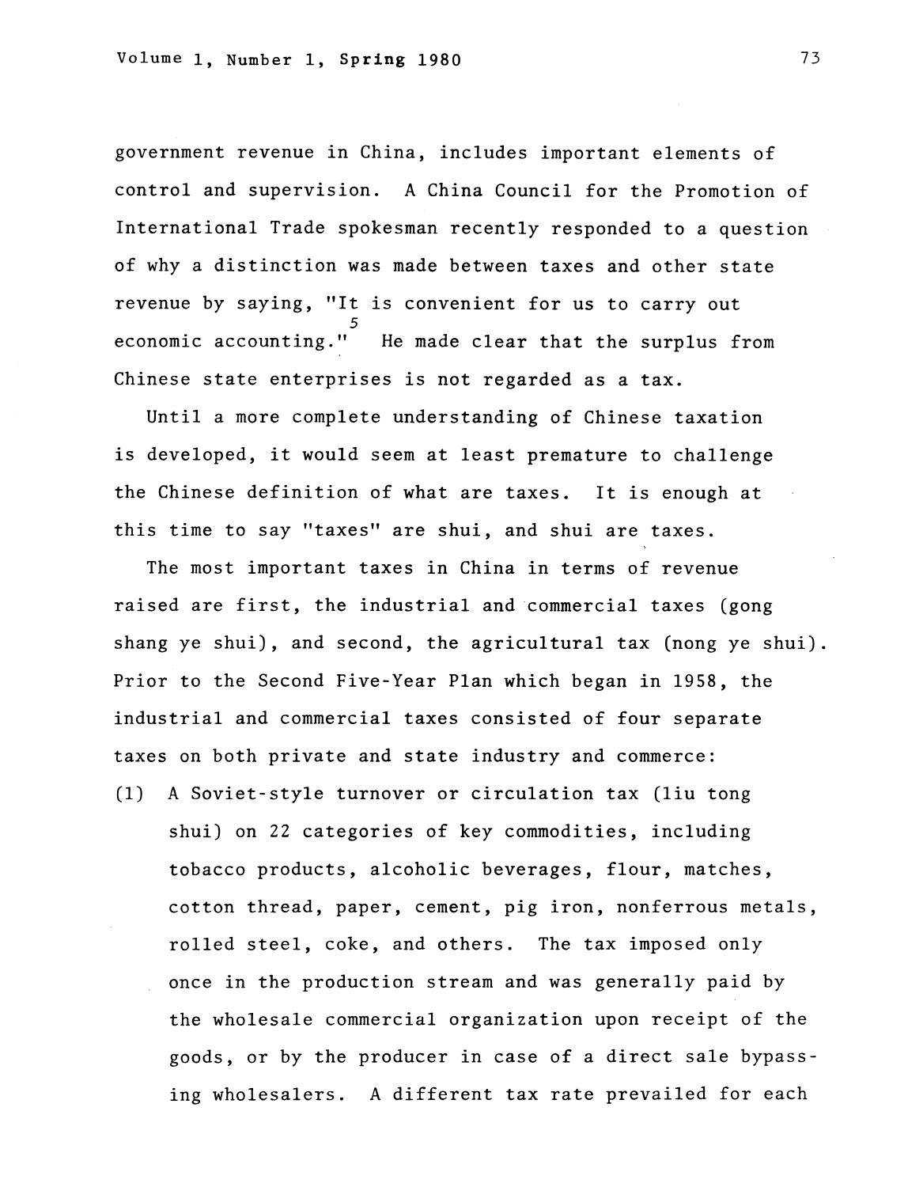government revenue in China, includes important elements of control and supervision. A China Council for the Promotion of International Trade spokesman recently responded to a question of why a distinction was made between taxes and other state revenue by saying, "It is convenient for us to carry out economic accounting."[5] He made clear that the surplus from Chinese state enterprises is not regarded as a tax.

Until a more complete understanding of Chinese taxation is developed, it would seem at least premature to challenge the Chinese definition of what are taxes. It is enough at this time to say "taxes" are shui, and shui are taxes.

The most important taxes in China in terms of revenue raised are first, the industrial and commercial taxes (gong shang ye shui), and second, the agricultural tax (nong ye shui). Prior to the Second Five-Year Plan which began in 1958, the industrial and commercial taxes consisted of four separate taxes on both private and state industry and commerce:

(1) A Soviet-style turnover or circulation tax (liu tong shui) on 22 categories of key commodities, including tobacco products, alcoholic beverages, flour, matches, cotton thread, paper, cement, pig iron, nonferrous metals, rolled steel, coke, and others. The tax imposed only once in the production stream and was generally paid by the wholesale commercial organization upon receipt of the goods, or by the producer in case of a direct sale bypassing wholesalers. A different tax rate prevailed for each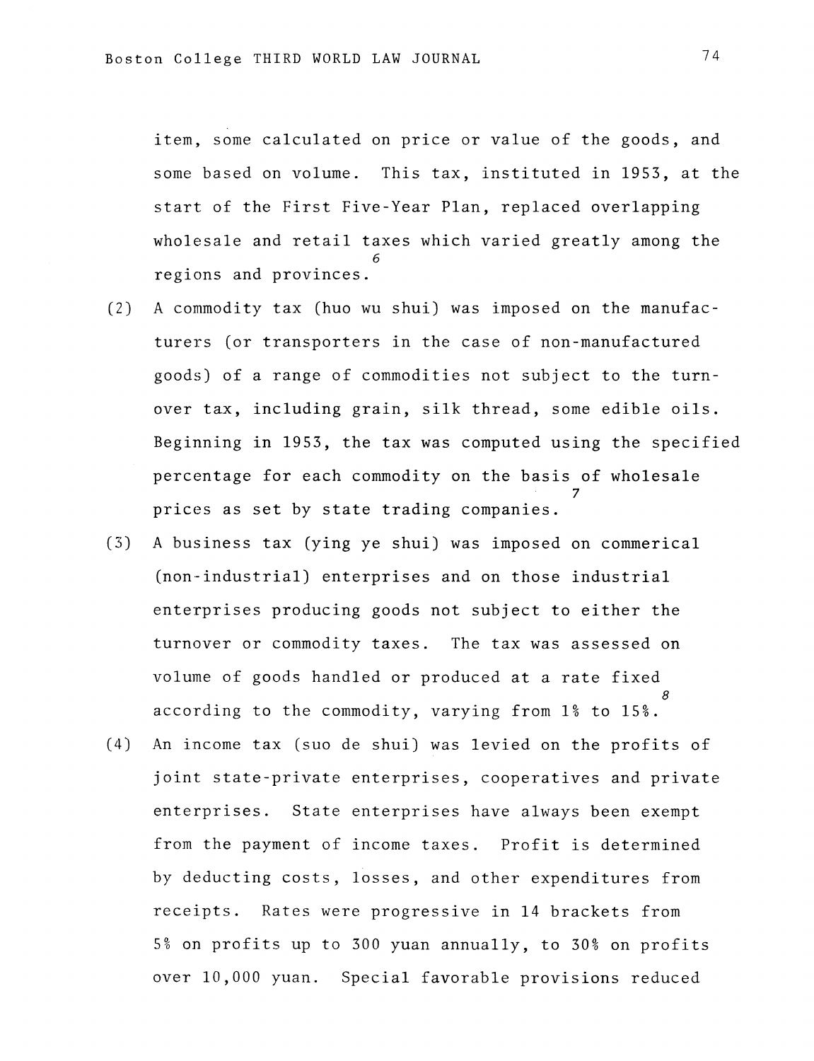item, some calculated on price or value of the goods, and some based on volume. This tax, instituted in 1953, at the start of the First Five-Year Plan, replaced overlapping wholesale and retail taxes which varied greatly among the regions and provinces.[6]

(2) A commodity tax (huo wu shui) was imposed on the manufacturers (or transporters in the case of non-manufactured goods) of a range of commodities not subject to the turnover tax, including grain, silk thread, some edible oils. Beginning in 1953, the tax was computed using the specified percentage for each commodity on the basis of wholesale prices as set by state trading companies.[7]

(3) A business tax (ying ye shui) was imposed on commerical (non-industrial) enterprises and on those industrial enterprises producing goods not subject to either the turnover or commodity taxes. The tax was assessed on volume of goods handled or produced at a rate fixed according to the commodity, varying from 1% to 15%.[8]

(4) An income tax (suo de shui) was levied on the profits of joint state-private enterprises, cooperatives and private enterprises. State enterprises have always been exempt from the payment of income taxes. Profit is determined by deducting costs, losses, and other expenditures from receipts. Rates were progressive in 14 brackets from 5% on profits up to 300 yuan annually, to 30% on profits over 10,000 yuan. Special favorable provisions reduced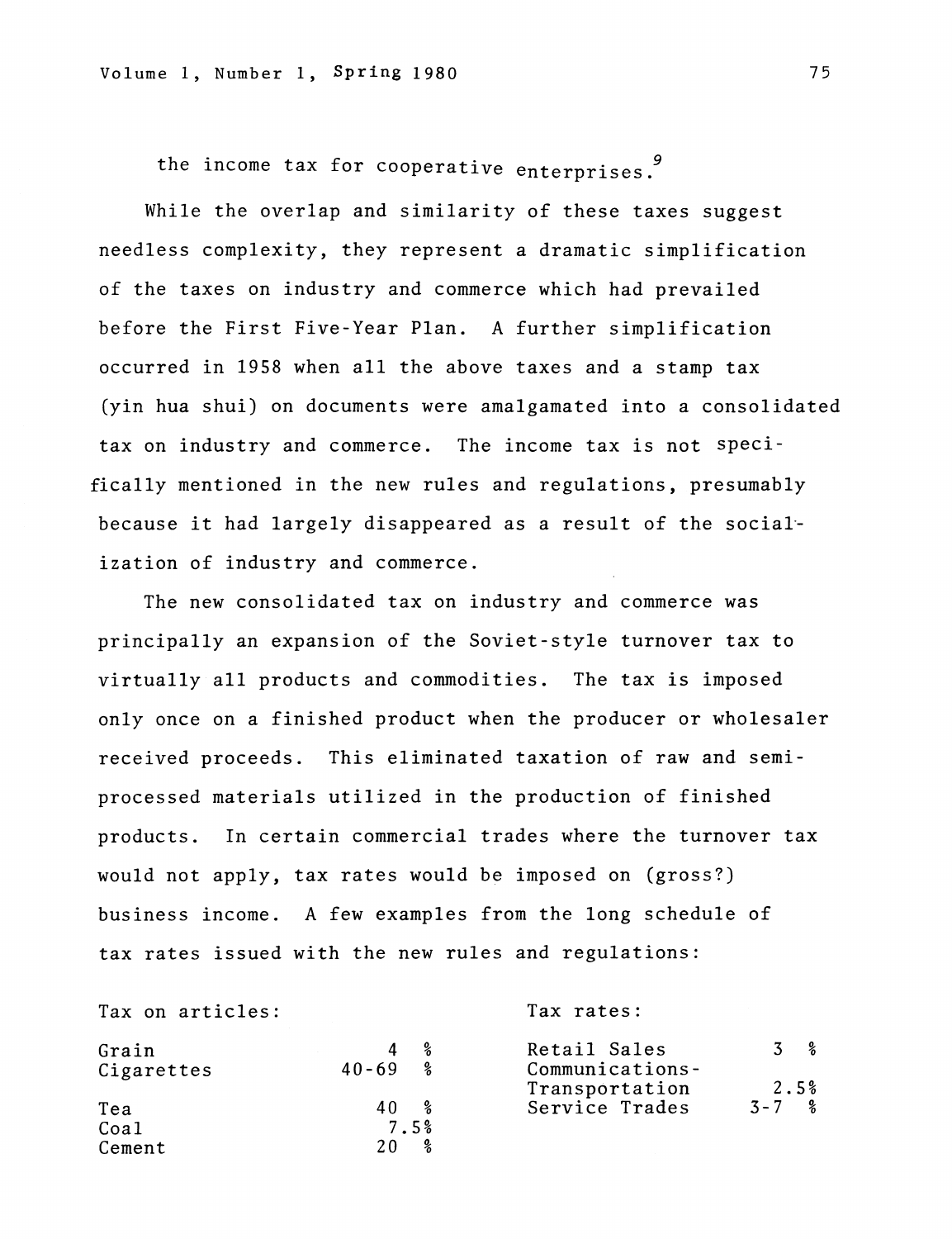the income tax for cooperative enterprises.[9]

While the overlap and similarity of these taxes suggest needless complexity, they represent a dramatic simplification of the taxes on industry and commerce which had prevailed before the First Five-Year Plan. A further simplification occurred in 1958 when all the above taxes and a stamp tax (yin hua shui) on documents were amalgamated into a consolidated tax on industry and commerce. The income tax is not specifically mentioned in the new rules and regulations, presumably because it had largely disappeared as a result of the socialization of industry and commerce.

The new consolidated tax on industry and commerce was principally an expansion of the Soviet-style turnover tax to virtually all products and commodities. The tax is imposed only once on a finished product when the producer or wholesaler received proceeds. This eliminated taxation of raw and semi-processed materials utilized in the production of finished products. In certain commercial trades where the turnover tax would not apply, tax rates would be imposed on (gross?) business income. A few examples from the long schedule of tax rates issued with the new rules and regulations:

| Tax on articles: | | Tax rates: | |
|---|---|---|---|
| Grain | 4 % | Retail Sales | 3 % |
| Cigarettes | 40-69 % | Communications-Transportation | 2.5% |
| Tea | 40 % | Service Trades | 3-7 % |
| Coal | 7.5% | | |
| Cement | 20 % | | |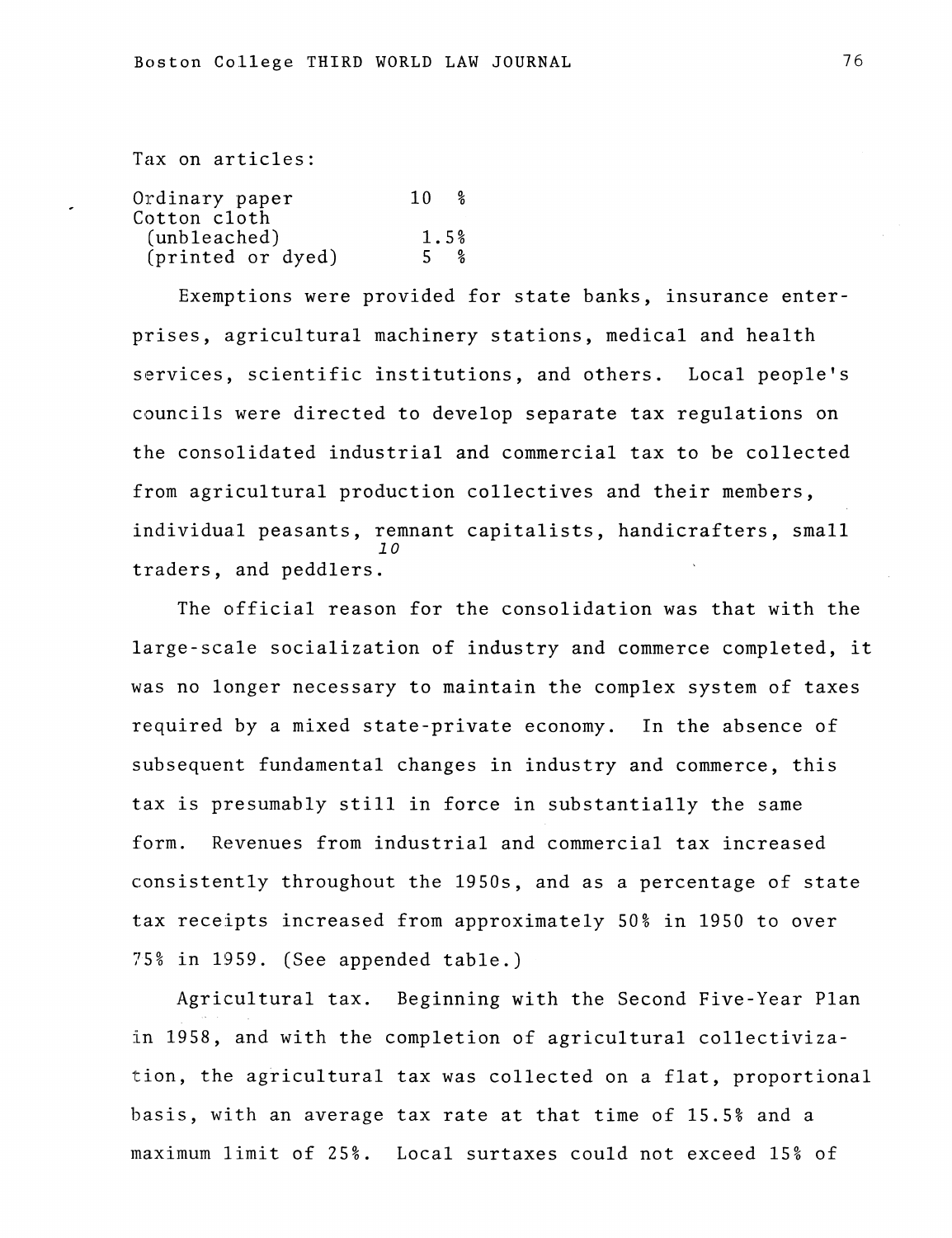Tax on articles:

| | |
|---|---|
| Ordinary paper | 10 % |
| Cotton cloth | |
| (unbleached) | 1.5% |
| (printed or dyed) | 5 % |

Exemptions were provided for state banks, insurance enterprises, agricultural machinery stations, medical and health services, scientific institutions, and others. Local people's councils were directed to develop separate tax regulations on the consolidated industrial and commercial tax to be collected from agricultural production collectives and their members, individual peasants, remnant capitalists, handicrafters, small traders, and peddlers.[10]

The official reason for the consolidation was that with the large-scale socialization of industry and commerce completed, it was no longer necessary to maintain the complex system of taxes required by a mixed state-private economy. In the absence of subsequent fundamental changes in industry and commerce, this tax is presumably still in force in substantially the same form. Revenues from industrial and commercial tax increased consistently throughout the 1950s, and as a percentage of state tax receipts increased from approximately 50% in 1950 to over 75% in 1959. (See appended table.)

Agricultural tax. Beginning with the Second Five-Year Plan in 1958, and with the completion of agricultural collectivization, the agricultural tax was collected on a flat, proportional basis, with an average tax rate at that time of 15.5% and a maximum limit of 25%. Local surtaxes could not exceed 15% of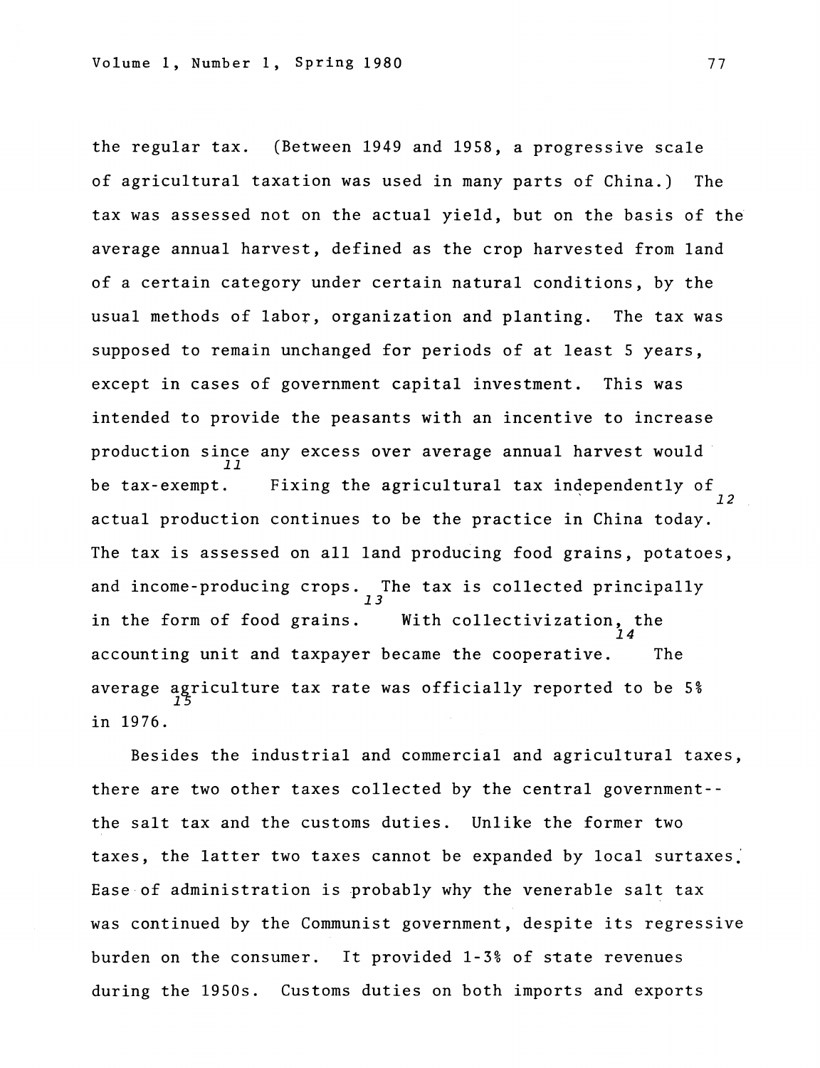the regular tax. (Between 1949 and 1958, a progressive scale of agricultural taxation was used in many parts of China.) The tax was assessed not on the actual yield, but on the basis of the average annual harvest, defined as the crop harvested from land of a certain category under certain natural conditions, by the usual methods of labor, organization and planting. The tax was supposed to remain unchanged for periods of at least 5 years, except in cases of government capital investment. This was intended to provide the peasants with an incentive to increase production since any excess over average annual harvest would be tax-exempt.[11] Fixing the agricultural tax independently of actual production continues to be the practice in China today.[12] The tax is assessed on all land producing food grains, potatoes, and income-producing crops.[13] The tax is collected principally in the form of food grains. With collectivization, the accounting unit and taxpayer became the cooperative.[14] The average agriculture tax rate was officially reported to be 5% in 1976.[15]

Besides the industrial and commercial and agricultural taxes, there are two other taxes collected by the central government--the salt tax and the customs duties. Unlike the former two taxes, the latter two taxes cannot be expanded by local surtaxes. Ease of administration is probably why the venerable salt tax was continued by the Communist government, despite its regressive burden on the consumer. It provided 1-3% of state revenues during the 1950s. Customs duties on both imports and exports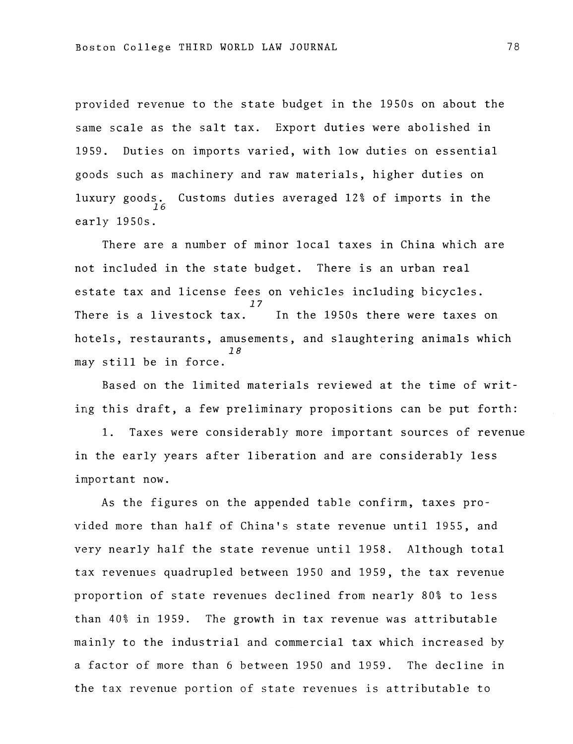provided revenue to the state budget in the 1950s on about the same scale as the salt tax. Export duties were abolished in 1959. Duties on imports varied, with low duties on essential goods such as machinery and raw materials, higher duties on luxury goods.[16] Customs duties averaged 12% of imports in the early 1950s.

There are a number of minor local taxes in China which are not included in the state budget. There is an urban real estate tax and license fees on vehicles including bicycles. There is a livestock tax.[17] In the 1950s there were taxes on hotels, restaurants, amusements, and slaughtering animals which may still be in force.[18]

Based on the limited materials reviewed at the time of writing this draft, a few preliminary propositions can be put forth:

1. Taxes were considerably more important sources of revenue in the early years after liberation and are considerably less important now.

As the figures on the appended table confirm, taxes provided more than half of China's state revenue until 1955, and very nearly half the state revenue until 1958. Although total tax revenues quadrupled between 1950 and 1959, the tax revenue proportion of state revenues declined from nearly 80% to less than 40% in 1959. The growth in tax revenue was attributable mainly to the industrial and commercial tax which increased by a factor of more than 6 between 1950 and 1959. The decline in the tax revenue portion of state revenues is attributable to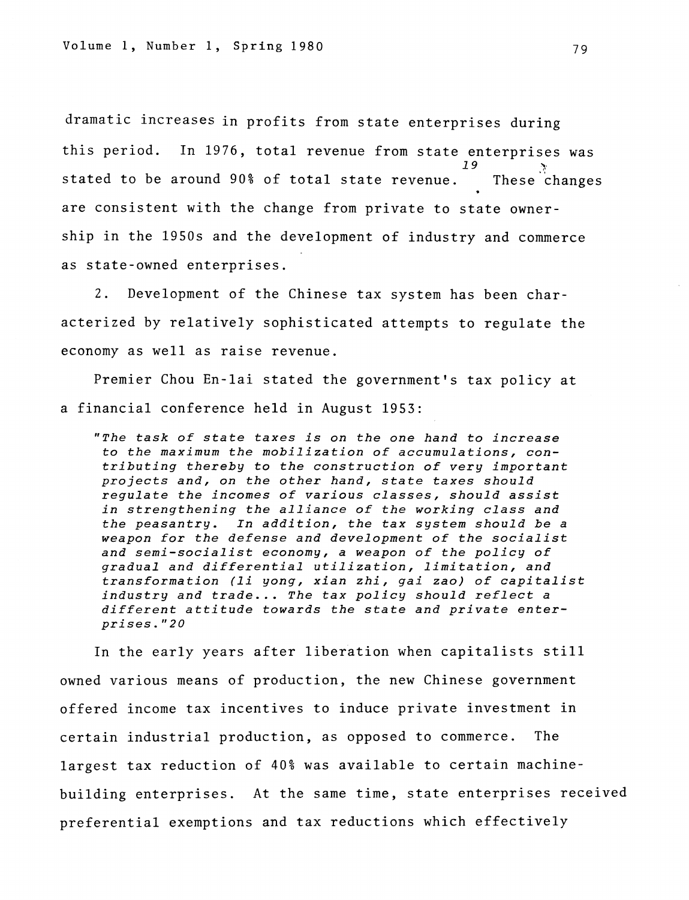dramatic increases in profits from state enterprises during this period. In 1976, total revenue from state enterprises was stated to be around 90% of total state revenue.[19] These changes are consistent with the change from private to state ownership in the 1950s and the development of industry and commerce as state-owned enterprises.

2. Development of the Chinese tax system has been characterized by relatively sophisticated attempts to regulate the economy as well as raise revenue.

Premier Chou En-lai stated the government's tax policy at a financial conference held in August 1953:

> *"The task of state taxes is on the one hand to increase to the maximum the mobilization of accumulations, contributing thereby to the construction of very important projects and, on the other hand, state taxes should regulate the incomes of various classes, should assist in strengthening the alliance of the working class and the peasantry. In addition, the tax system should be a weapon for the defense and development of the socialist and semi-socialist economy, a weapon of the policy of gradual and differential utilization, limitation, and transformation (li yong, xian zhi, gai zao) of capitalist industry and trade... The tax policy should reflect a different attitude towards the state and private enterprises."*[20]

In the early years after liberation when capitalists still owned various means of production, the new Chinese government offered income tax incentives to induce private investment in certain industrial production, as opposed to commerce. The largest tax reduction of 40% was available to certain machine-building enterprises. At the same time, state enterprises received preferential exemptions and tax reductions which effectively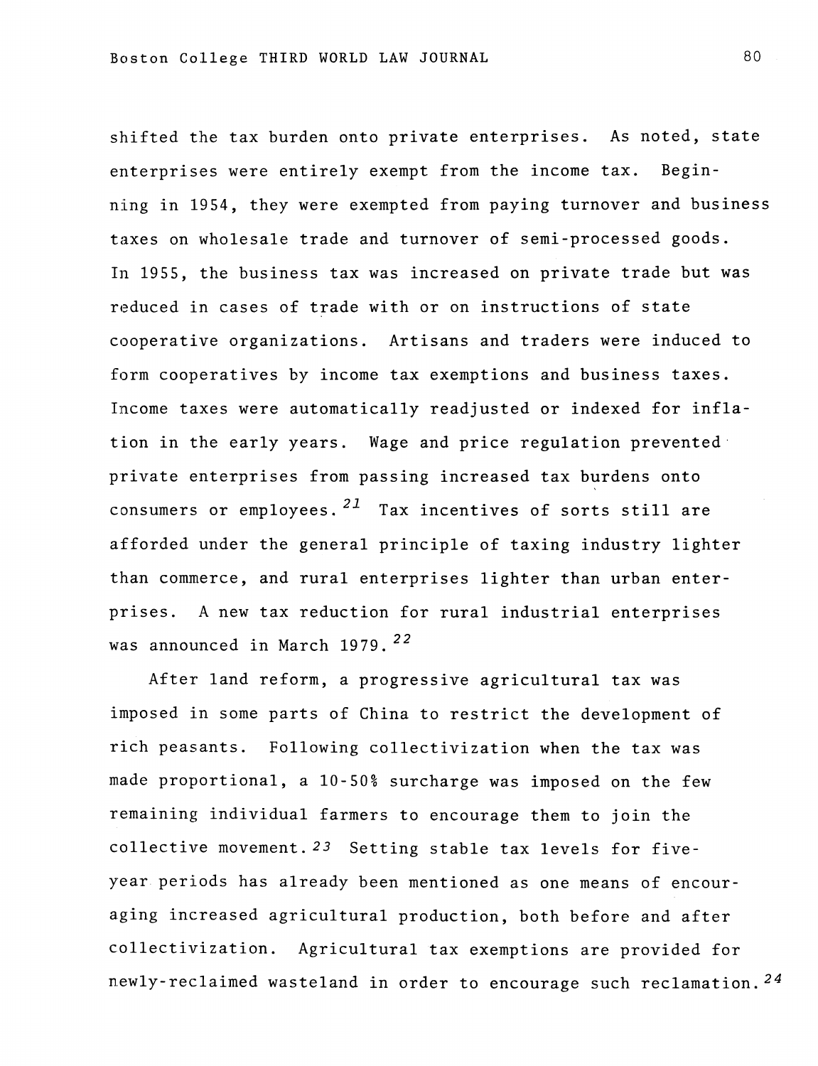shifted the tax burden onto private enterprises. As noted, state enterprises were entirely exempt from the income tax. Beginning in 1954, they were exempted from paying turnover and business taxes on wholesale trade and turnover of semi-processed goods. In 1955, the business tax was increased on private trade but was reduced in cases of trade with or on instructions of state cooperative organizations. Artisans and traders were induced to form cooperatives by income tax exemptions and business taxes. Income taxes were automatically readjusted or indexed for inflation in the early years. Wage and price regulation prevented private enterprises from passing increased tax burdens onto consumers or employees.[21] Tax incentives of sorts still are afforded under the general principle of taxing industry lighter than commerce, and rural enterprises lighter than urban enterprises. A new tax reduction for rural industrial enterprises was announced in March 1979.[22]

After land reform, a progressive agricultural tax was imposed in some parts of China to restrict the development of rich peasants. Following collectivization when the tax was made proportional, a 10-50% surcharge was imposed on the few remaining individual farmers to encourage them to join the collective movement.[23] Setting stable tax levels for five-year periods has already been mentioned as one means of encouraging increased agricultural production, both before and after collectivization. Agricultural tax exemptions are provided for newly-reclaimed wasteland in order to encourage such reclamation.[24]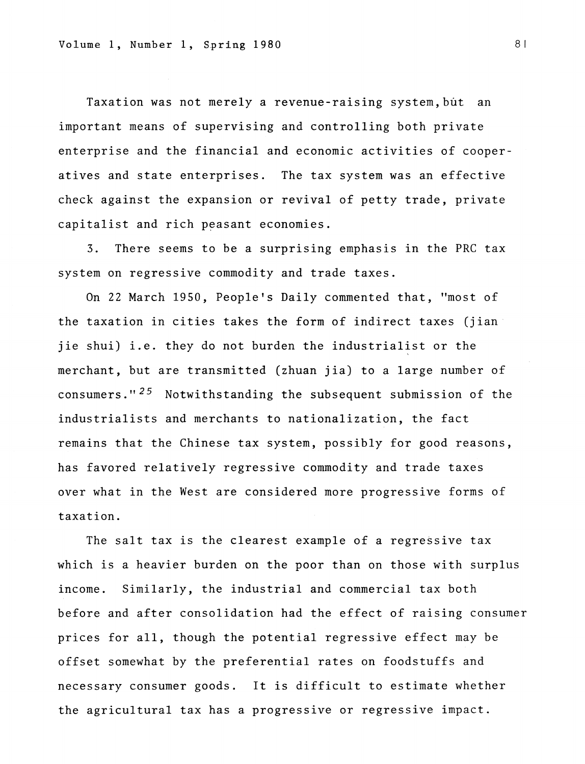Taxation was not merely a revenue-raising system, but an important means of supervising and controlling both private enterprise and the financial and economic activities of cooperatives and state enterprises. The tax system was an effective check against the expansion or revival of petty trade, private capitalist and rich peasant economies.

3. There seems to be a surprising emphasis in the PRC tax system on regressive commodity and trade taxes.

On 22 March 1950, People's Daily commented that, "most of the taxation in cities takes the form of indirect taxes (jian jie shui) i.e. they do not burden the industrialist or the merchant, but are transmitted (zhuan jia) to a large number of consumers."[25] Notwithstanding the subsequent submission of the industrialists and merchants to nationalization, the fact remains that the Chinese tax system, possibly for good reasons, has favored relatively regressive commodity and trade taxes over what in the West are considered more progressive forms of taxation.

The salt tax is the clearest example of a regressive tax which is a heavier burden on the poor than on those with surplus income. Similarly, the industrial and commercial tax both before and after consolidation had the effect of raising consumer prices for all, though the potential regressive effect may be offset somewhat by the preferential rates on foodstuffs and necessary consumer goods. It is difficult to estimate whether the agricultural tax has a progressive or regressive impact.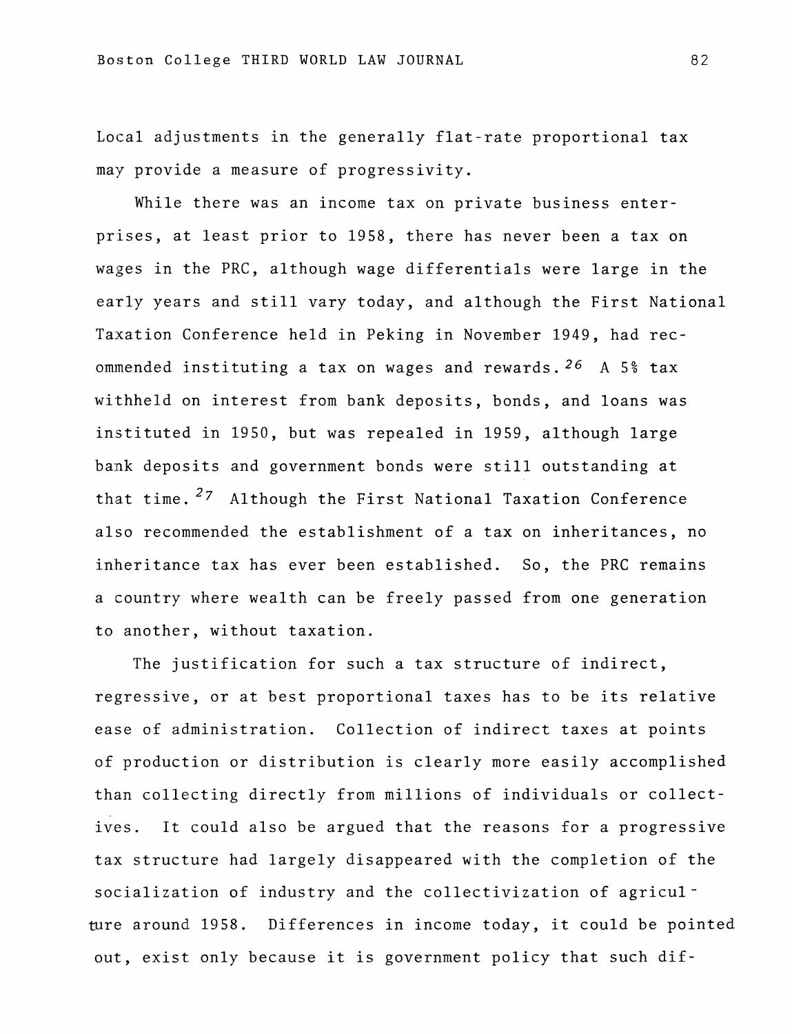Local adjustments in the generally flat-rate proportional tax may provide a measure of progressivity.

While there was an income tax on private business enterprises, at least prior to 1958, there has never been a tax on wages in the PRC, although wage differentials were large in the early years and still vary today, and although the First National Taxation Conference held in Peking in November 1949, had recommended instituting a tax on wages and rewards.[26] A 5% tax withheld on interest from bank deposits, bonds, and loans was instituted in 1950, but was repealed in 1959, although large bank deposits and government bonds were still outstanding at that time.[27] Although the First National Taxation Conference also recommended the establishment of a tax on inheritances, no inheritance tax has ever been established. So, the PRC remains a country where wealth can be freely passed from one generation to another, without taxation.

The justification for such a tax structure of indirect, regressive, or at best proportional taxes has to be its relative ease of administration. Collection of indirect taxes at points of production or distribution is clearly more easily accomplished than collecting directly from millions of individuals or collectives. It could also be argued that the reasons for a progressive tax structure had largely disappeared with the completion of the socialization of industry and the collectivization of agriculture around 1958. Differences in income today, it could be pointed out, exist only because it is government policy that such dif-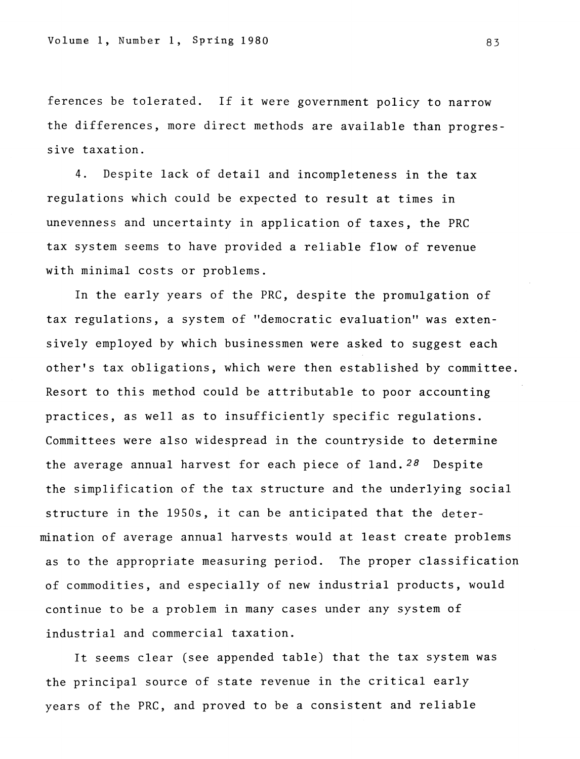ferences be tolerated. If it were government policy to narrow the differences, more direct methods are available than progressive taxation.

4. Despite lack of detail and incompleteness in the tax regulations which could be expected to result at times in unevenness and uncertainty in application of taxes, the PRC tax system seems to have provided a reliable flow of revenue with minimal costs or problems.

In the early years of the PRC, despite the promulgation of tax regulations, a system of "democratic evaluation" was extensively employed by which businessmen were asked to suggest each other's tax obligations, which were then established by committee. Resort to this method could be attributable to poor accounting practices, as well as to insufficiently specific regulations. Committees were also widespread in the countryside to determine the average annual harvest for each piece of land.[28] Despite the simplification of the tax structure and the underlying social structure in the 1950s, it can be anticipated that the determination of average annual harvests would at least create problems as to the appropriate measuring period. The proper classification of commodities, and especially of new industrial products, would continue to be a problem in many cases under any system of industrial and commercial taxation.

It seems clear (see appended table) that the tax system was the principal source of state revenue in the critical early years of the PRC, and proved to be a consistent and reliable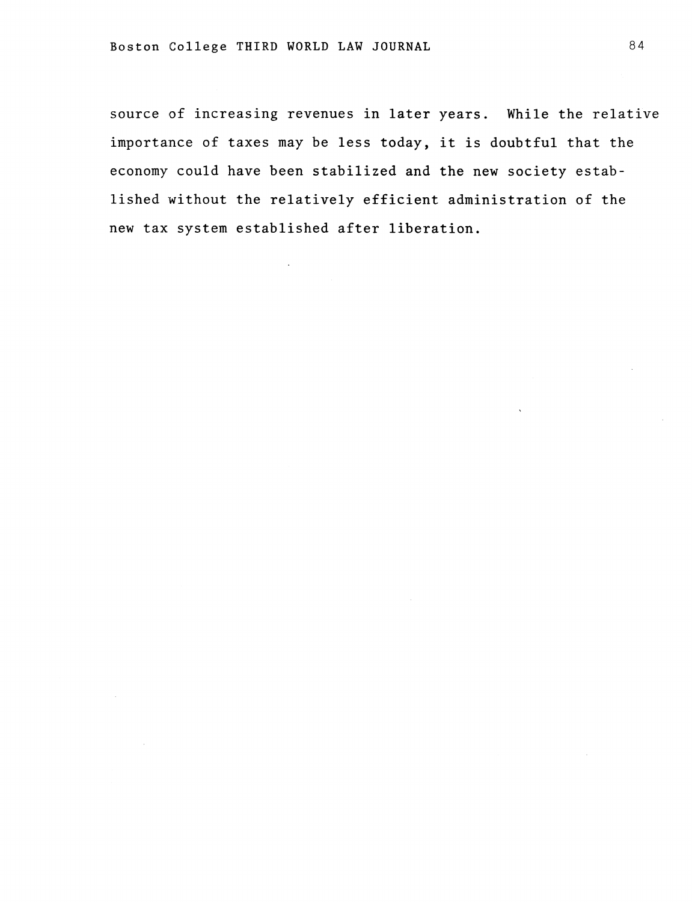source of increasing revenues in later years. While the relative importance of taxes may be less today, it is doubtful that the economy could have been stabilized and the new society established without the relatively efficient administration of the new tax system established after liberation.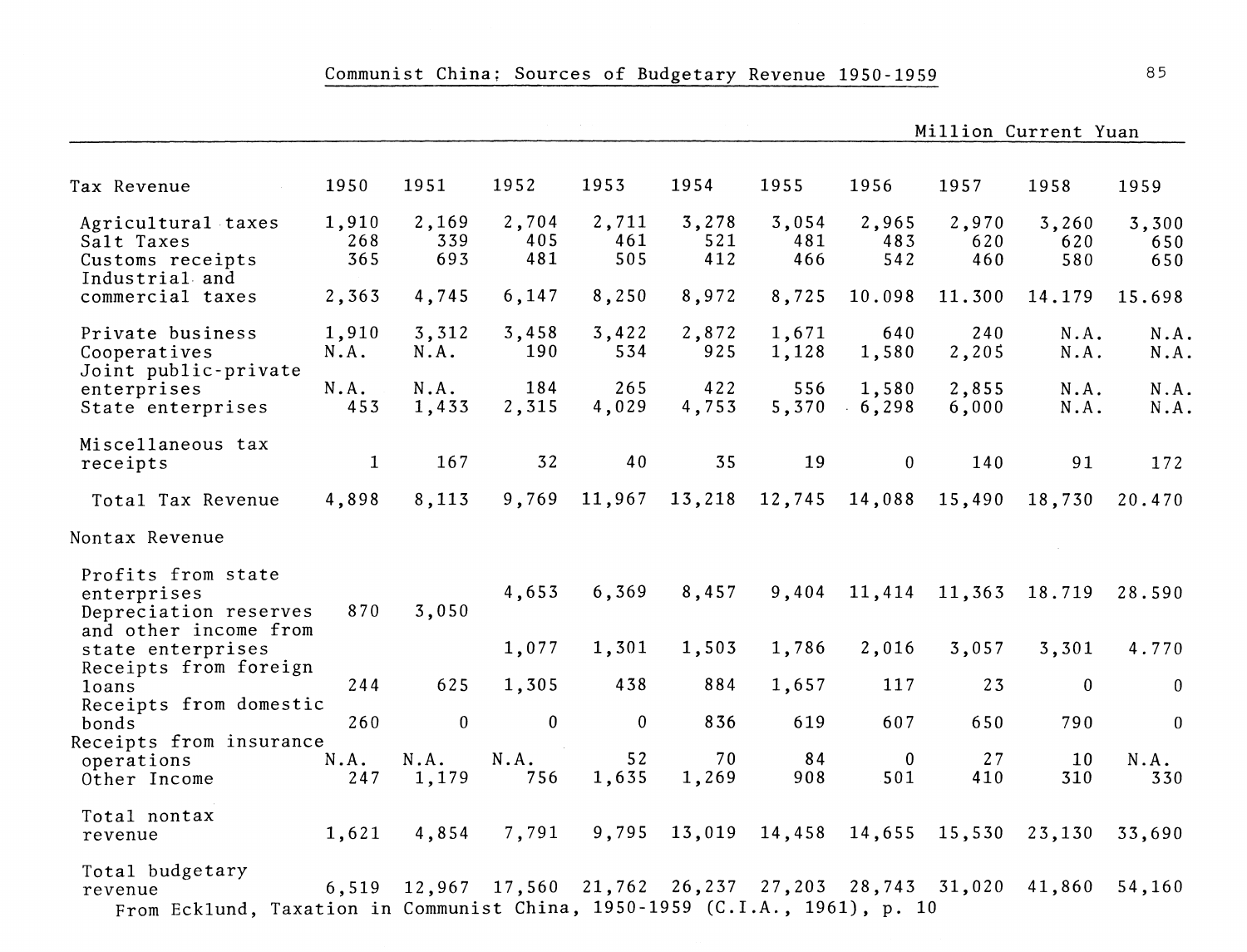## Communist China: Sources of Budgetary Revenue 1950-1959

Million Current Yuan

| Tax Revenue | 1950 | 1951 | 1952 | 1953 | 1954 | 1955 | 1956 | 1957 | 1958 | 1959 |
|---|---|---|---|---|---|---|---|---|---|---|
| Agricultural taxes | 1,910 | 2,169 | 2,704 | 2,711 | 3,278 | 3,054 | 2,965 | 2,970 | 3,260 | 3,300 |
| Salt Taxes | 268 | 339 | 405 | 461 | 521 | 481 | 483 | 620 | 620 | 650 |
| Customs receipts | 365 | 693 | 481 | 505 | 412 | 466 | 542 | 460 | 580 | 650 |
| Industrial and commercial taxes | 2,363 | 4,745 | 6,147 | 8,250 | 8,972 | 8,725 | 10.098 | 11.300 | 14.179 | 15.698 |
| Private business | 1,910 | 3,312 | 3,458 | 3,422 | 2,872 | 1,671 | 640 | 240 | N.A. | N.A. |
| Cooperatives | N.A. | N.A. | 190 | 534 | 925 | 1,128 | 1,580 | 2,205 | N.A. | N.A. |
| Joint public-private enterprises | N.A. | N.A. | 184 | 265 | 422 | 556 | 1,580 | 2,855 | N.A. | N.A. |
| State enterprises | 453 | 1,433 | 2,315 | 4,029 | 4,753 | 5,370 | 6,298 | 6,000 | N.A. | N.A. |
| Miscellaneous tax receipts | 1 | 167 | 32 | 40 | 35 | 19 | 0 | 140 | 91 | 172 |
| Total Tax Revenue | 4,898 | 8,113 | 9,769 | 11,967 | 13,218 | 12,745 | 14,088 | 15,490 | 18,730 | 20.470 |
| **Nontax Revenue** | | | | | | | | | | |
| Profits from state enterprises | | | 4,653 | 6,369 | 8,457 | 9,404 | 11,414 | 11,363 | 18.719 | 28.590 |
| Depreciation reserves and other income from state enterprises | 870 | 3,050 | 1,077 | 1,301 | 1,503 | 1,786 | 2,016 | 3,057 | 3,301 | 4.770 |
| Receipts from foreign loans | 244 | 625 | 1,305 | 438 | 884 | 1,657 | 117 | 23 | 0 | 0 |
| Receipts from domestic bonds | 260 | 0 | 0 | 0 | 836 | 619 | 607 | 650 | 790 | 0 |
| Receipts from insurance operations | N.A. | N.A. | N.A. | 52 | 70 | 84 | 0 | 27 | 10 | N.A. |
| Other Income | 247 | 1,179 | 756 | 1,635 | 1,269 | 908 | 501 | 410 | 310 | 330 |
| Total nontax revenue | 1,621 | 4,854 | 7,791 | 9,795 | 13,019 | 14,458 | 14,655 | 15,530 | 23,130 | 33,690 |
| Total budgetary revenue | 6,519 | 12,967 | 17,560 | 21,762 | 26,237 | 27,203 | 28,743 | 31,020 | 41,860 | 54,160 |

From Ecklund, Taxation in Communist China, 1950-1959 (C.I.A., 1961), p. 10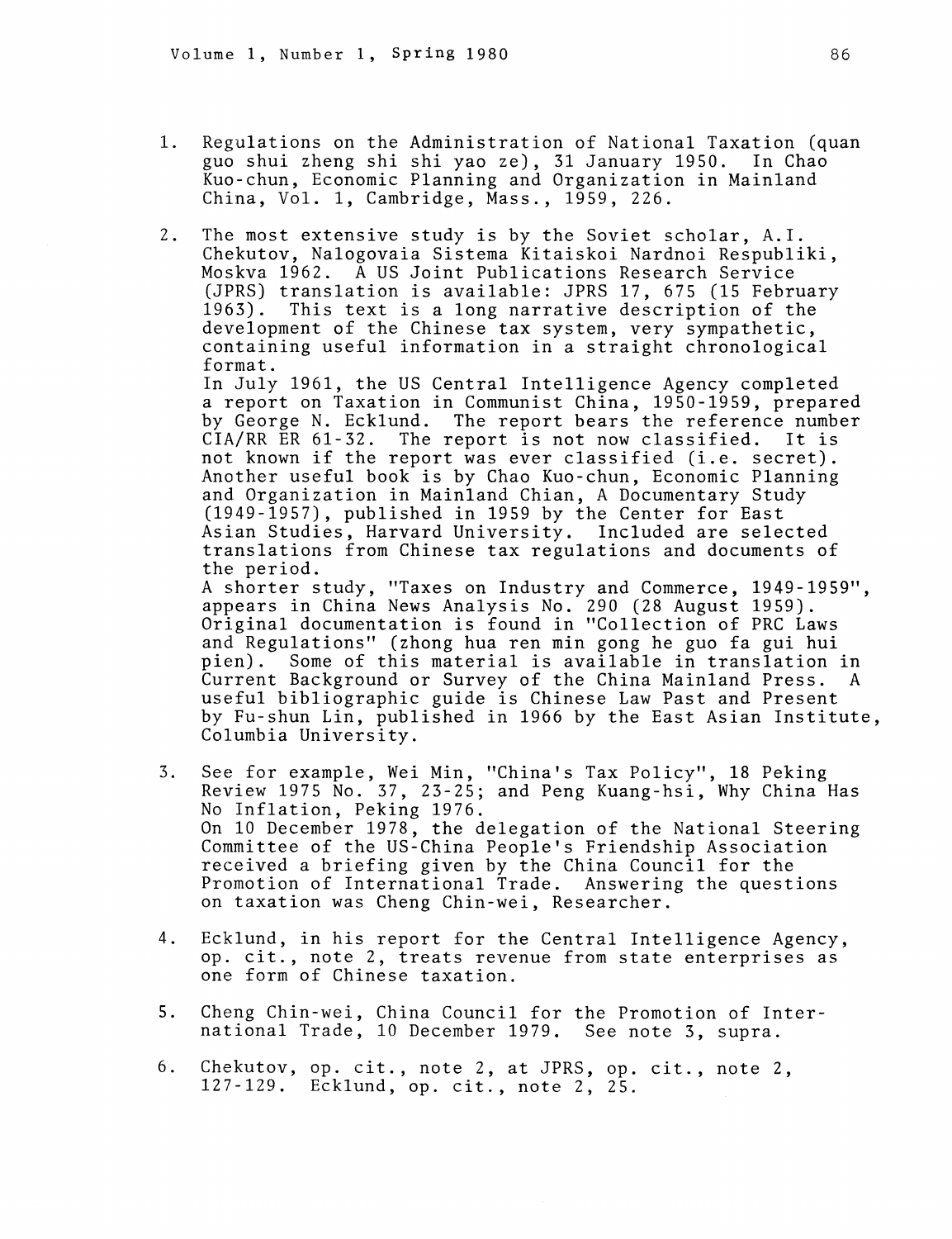1. Regulations on the Administration of National Taxation (quan guo shui zheng shi shi yao ze), 31 January 1950. In Chao Kuo-chun, Economic Planning and Organization in Mainland China, Vol. 1, Cambridge, Mass., 1959, 226.

2. The most extensive study is by the Soviet scholar, A.I. Chekutov, Nalogovaia Sistema Kitaiskoi Nardnoi Respubliki, Moskva 1962. A US Joint Publications Research Service (JPRS) translation is available: JPRS 17, 675 (15 February 1963). This text is a long narrative description of the development of the Chinese tax system, very sympathetic, containing useful information in a straight chronological format.
   In July 1961, the US Central Intelligence Agency completed a report on Taxation in Communist China, 1950-1959, prepared by George N. Ecklund. The report bears the reference number CIA/RR ER 61-32. The report is not now classified. It is not known if the report was ever classified (i.e. secret). Another useful book is by Chao Kuo-chun, Economic Planning and Organization in Mainland Chian, A Documentary Study (1949-1957), published in 1959 by the Center for East Asian Studies, Harvard University. Included are selected translations from Chinese tax regulations and documents of the period.
   A shorter study, "Taxes on Industry and Commerce, 1949-1959", appears in China News Analysis No. 290 (28 August 1959). Original documentation is found in "Collection of PRC Laws and Regulations" (zhong hua ren min gong he guo fa gui hui pien). Some of this material is available in translation in Current Background or Survey of the China Mainland Press. A useful bibliographic guide is Chinese Law Past and Present by Fu-shun Lin, published in 1966 by the East Asian Institute, Columbia University.

3. See for example, Wei Min, "China's Tax Policy", 18 Peking Review 1975 No. 37, 23-25; and Peng Kuang-hsi, Why China Has No Inflation, Peking 1976.
   On 10 December 1978, the delegation of the National Steering Committee of the US-China People's Friendship Association received a briefing given by the China Council for the Promotion of International Trade. Answering the questions on taxation was Cheng Chin-wei, Researcher.

4. Ecklund, in his report for the Central Intelligence Agency, op. cit., note 2, treats revenue from state enterprises as one form of Chinese taxation.

5. Cheng Chin-wei, China Council for the Promotion of International Trade, 10 December 1979. See note 3, supra.

6. Chekutov, op. cit., note 2, at JPRS, op. cit., note 2, 127-129. Ecklund, op. cit., note 2, 25.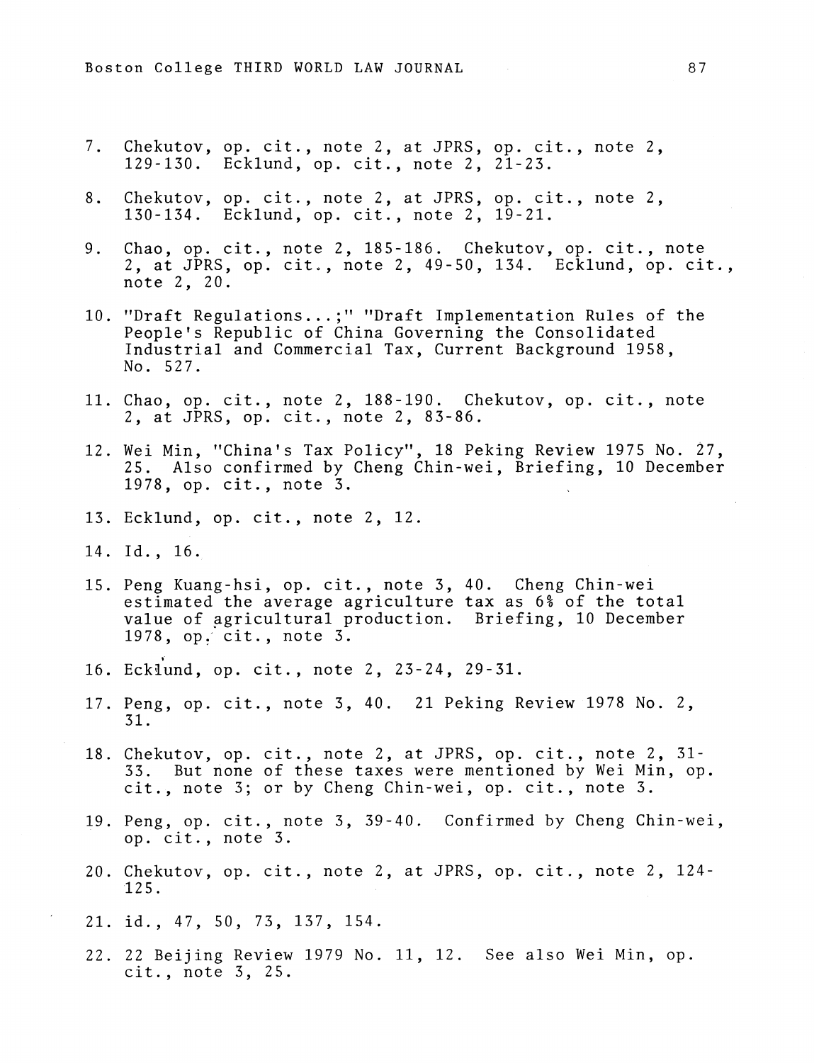7. Chekutov, op. cit., note 2, at JPRS, op. cit., note 2, 129-130. Ecklund, op. cit., note 2, 21-23.

8. Chekutov, op. cit., note 2, at JPRS, op. cit., note 2, 130-134. Ecklund, op. cit., note 2, 19-21.

9. Chao, op. cit., note 2, 185-186. Chekutov, op. cit., note 2, at JPRS, op. cit., note 2, 49-50, 134. Ecklund, op. cit., note 2, 20.

10. "Draft Regulations...;" "Draft Implementation Rules of the People's Republic of China Governing the Consolidated Industrial and Commercial Tax, Current Background 1958, No. 527.

11. Chao, op. cit., note 2, 188-190. Chekutov, op. cit., note 2, at JPRS, op. cit., note 2, 83-86.

12. Wei Min, "China's Tax Policy", 18 Peking Review 1975 No. 27, 25. Also confirmed by Cheng Chin-wei, Briefing, 10 December 1978, op. cit., note 3.

13. Ecklund, op. cit., note 2, 12.

14. Id., 16.

15. Peng Kuang-hsi, op. cit., note 3, 40. Cheng Chin-wei estimated the average agriculture tax as 6% of the total value of agricultural production. Briefing, 10 December 1978, op. cit., note 3.

16. Ecklund, op. cit., note 2, 23-24, 29-31.

17. Peng, op. cit., note 3, 40. 21 Peking Review 1978 No. 2, 31.

18. Chekutov, op. cit., note 2, at JPRS, op. cit., note 2, 31-33. But none of these taxes were mentioned by Wei Min, op. cit., note 3; or by Cheng Chin-wei, op. cit., note 3.

19. Peng, op. cit., note 3, 39-40. Confirmed by Cheng Chin-wei, op. cit., note 3.

20. Chekutov, op. cit., note 2, at JPRS, op. cit., note 2, 124-125.

21. id., 47, 50, 73, 137, 154.

22. 22 Beijing Review 1979 No. 11, 12. See also Wei Min, op. cit., note 3, 25.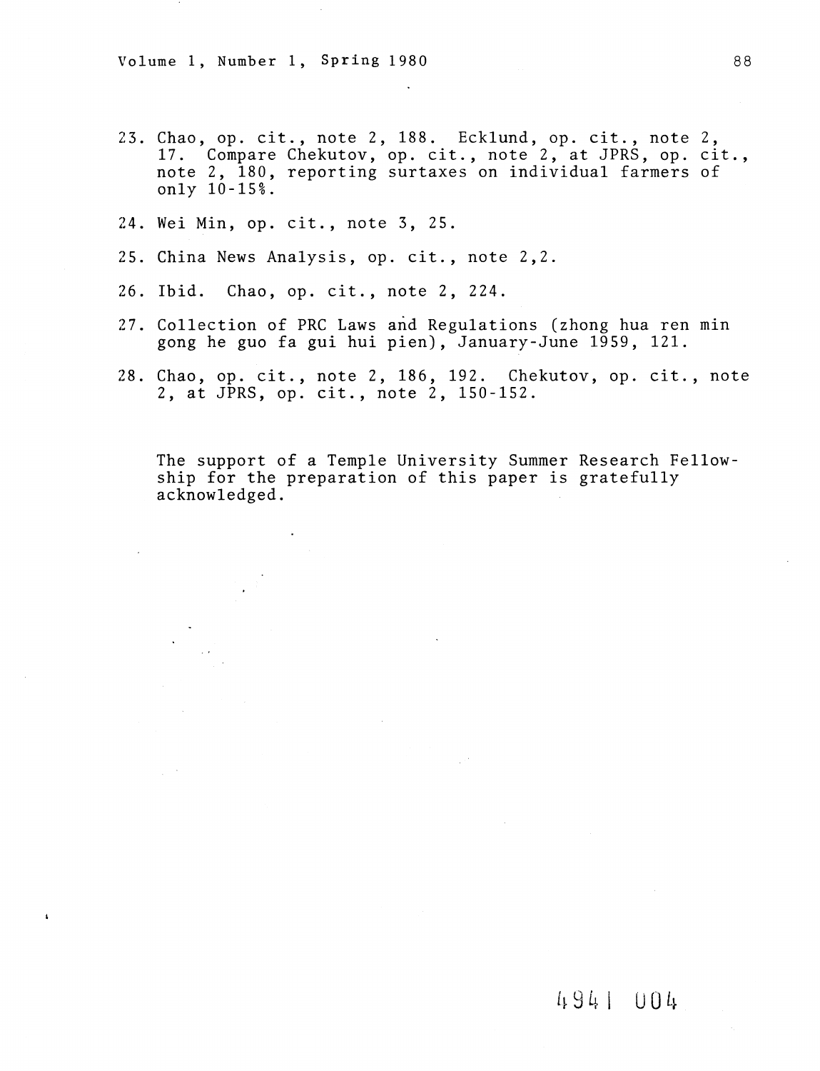23. Chao, op. cit., note 2, 188. Ecklund, op. cit., note 2, 17. Compare Chekutov, op. cit., note 2, at JPRS, op. cit., note 2, 180, reporting surtaxes on individual farmers of only 10-15%.

24. Wei Min, op. cit., note 3, 25.

25. China News Analysis, op. cit., note 2,2.

26. Ibid. Chao, op. cit., note 2, 224.

27. Collection of PRC Laws and Regulations (zhong hua ren min gong he guo fa gui hui pien), January-June 1959, 121.

28. Chao, op. cit., note 2, 186, 192. Chekutov, op. cit., note 2, at JPRS, op. cit., note 2, 150-152.

The support of a Temple University Summer Research Fellowship for the preparation of this paper is gratefully acknowledged.

4941 004